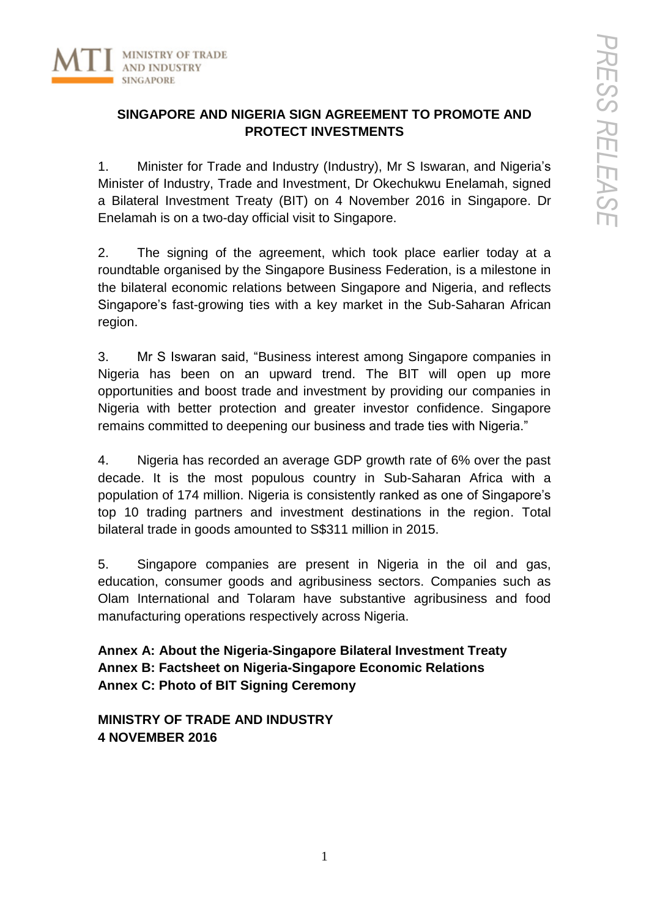MINISTRY OF TRADE AND INDUSTRY SINGAPORE

PRESS RELEASE

# SINGAPORE AND NIGERIA SIGN AGREEMENT TO PROMOTE AND PROTECT INVESTMENTS

1. Minister for Trade and Industry (Industry), Mr S Iswaran, and Nigeria's Minister of Industry, Trade and Investment, Dr Okechukwu Enelamah, signed a Bilateral Investment Treaty (BIT) on 4 November 2016 in Singapore. Dr Enelamah is on a two-day official visit to Singapore.

2. The signing of the agreement, which took place earlier today at a roundtable organised by the Singapore Business Federation, is a milestone in the bilateral economic relations between Singapore and Nigeria, and reflects Singapore's fast-growing ties with a key market in the Sub-Saharan African region.

3. Mr S Iswaran said, "Business interest among Singapore companies in Nigeria has been on an upward trend. The BIT will open up more opportunities and boost trade and investment by providing our companies in Nigeria with better protection and greater investor confidence. Singapore remains committed to deepening our business and trade ties with Nigeria."

4. Nigeria has recorded an average GDP growth rate of 6% over the past decade. It is the most populous country in Sub-Saharan Africa with a population of 174 million. Nigeria is consistently ranked as one of Singapore's top 10 trading partners and investment destinations in the region. Total bilateral trade in goods amounted to S$311 million in 2015.

5. Singapore companies are present in Nigeria in the oil and gas, education, consumer goods and agribusiness sectors. Companies such as Olam International and Tolaram have substantive agribusiness and food manufacturing operations respectively across Nigeria.

**Annex A: About the Nigeria-Singapore Bilateral Investment Treaty**
**Annex B: Factsheet on Nigeria-Singapore Economic Relations**
**Annex C: Photo of BIT Signing Ceremony**

**MINISTRY OF TRADE AND INDUSTRY**
**4 NOVEMBER 2016**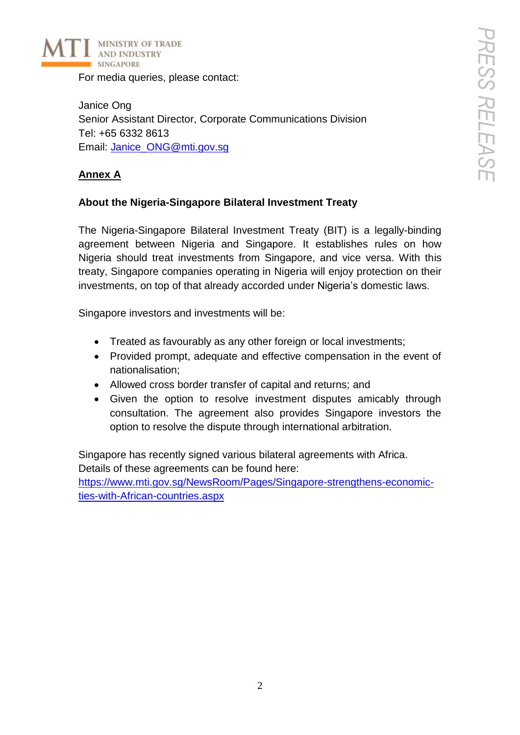For media queries, please contact:

Janice Ong
Senior Assistant Director, Corporate Communications Division
Tel: +65 6332 8613
Email: [Janice_ONG@mti.gov.sg](mailto:Janice_ONG@mti.gov.sg)

**Annex A**

**About the Nigeria-Singapore Bilateral Investment Treaty**

The Nigeria-Singapore Bilateral Investment Treaty (BIT) is a legally-binding agreement between Nigeria and Singapore. It establishes rules on how Nigeria should treat investments from Singapore, and vice versa. With this treaty, Singapore companies operating in Nigeria will enjoy protection on their investments, on top of that already accorded under Nigeria's domestic laws.

Singapore investors and investments will be:

- Treated as favourably as any other foreign or local investments;
- Provided prompt, adequate and effective compensation in the event of nationalisation;
- Allowed cross border transfer of capital and returns; and
- Given the option to resolve investment disputes amicably through consultation. The agreement also provides Singapore investors the option to resolve the dispute through international arbitration.

Singapore has recently signed various bilateral agreements with Africa. Details of these agreements can be found here: [https://www.mti.gov.sg/NewsRoom/Pages/Singapore-strengthens-economic-ties-with-African-countries.aspx](https://www.mti.gov.sg/NewsRoom/Pages/Singapore-strengthens-economic-ties-with-African-countries.aspx)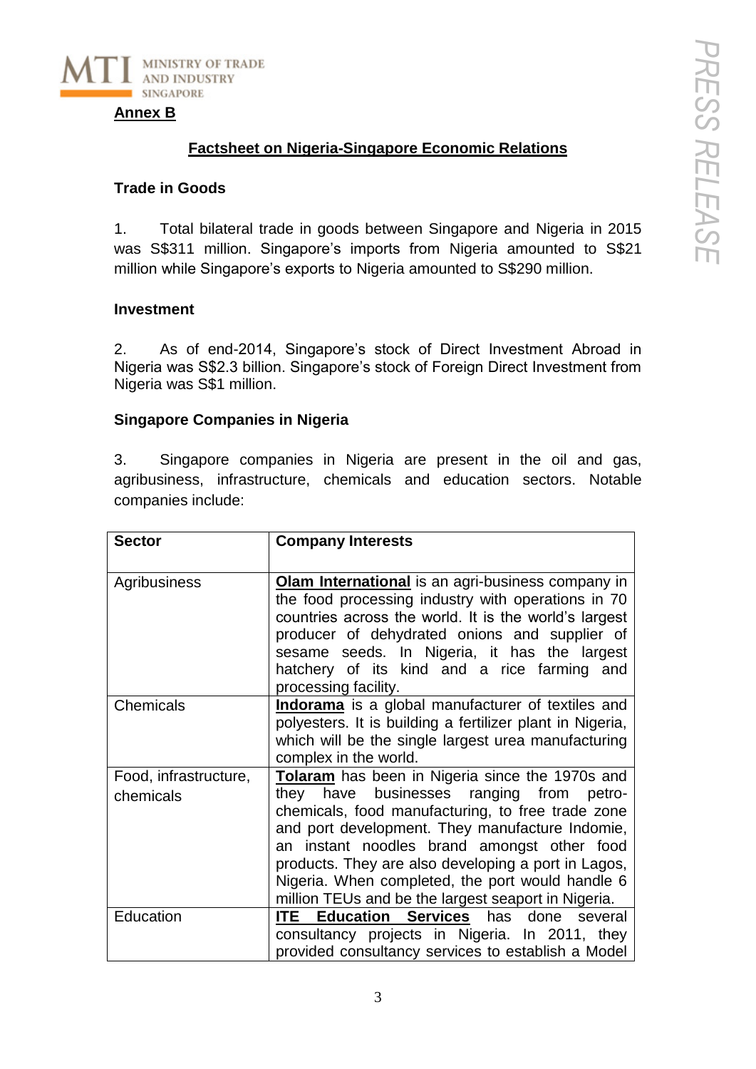**Annex B**

## Factsheet on Nigeria-Singapore Economic Relations

### Trade in Goods

1. Total bilateral trade in goods between Singapore and Nigeria in 2015 was S$311 million. Singapore's imports from Nigeria amounted to S$21 million while Singapore's exports to Nigeria amounted to S$290 million.

### Investment

2. As of end-2014, Singapore's stock of Direct Investment Abroad in Nigeria was S$2.3 billion. Singapore's stock of Foreign Direct Investment from Nigeria was S$1 million.

### Singapore Companies in Nigeria

3. Singapore companies in Nigeria are present in the oil and gas, agribusiness, infrastructure, chemicals and education sectors. Notable companies include:

| Sector | Company Interests |
|---|---|
| Agribusiness | **Olam International** is an agri-business company in the food processing industry with operations in 70 countries across the world. It is the world's largest producer of dehydrated onions and supplier of sesame seeds. In Nigeria, it has the largest hatchery of its kind and a rice farming and processing facility. |
| Chemicals | **Indorama** is a global manufacturer of textiles and polyesters. It is building a fertilizer plant in Nigeria, which will be the single largest urea manufacturing complex in the world. |
| Food, infrastructure, chemicals | **Tolaram** has been in Nigeria since the 1970s and they have businesses ranging from petro-chemicals, food manufacturing, to free trade zone and port development. They manufacture Indomie, an instant noodles brand amongst other food products. They are also developing a port in Lagos, Nigeria. When completed, the port would handle 6 million TEUs and be the largest seaport in Nigeria. |
| Education | **ITE Education Services** has done several consultancy projects in Nigeria. In 2011, they provided consultancy services to establish a Model |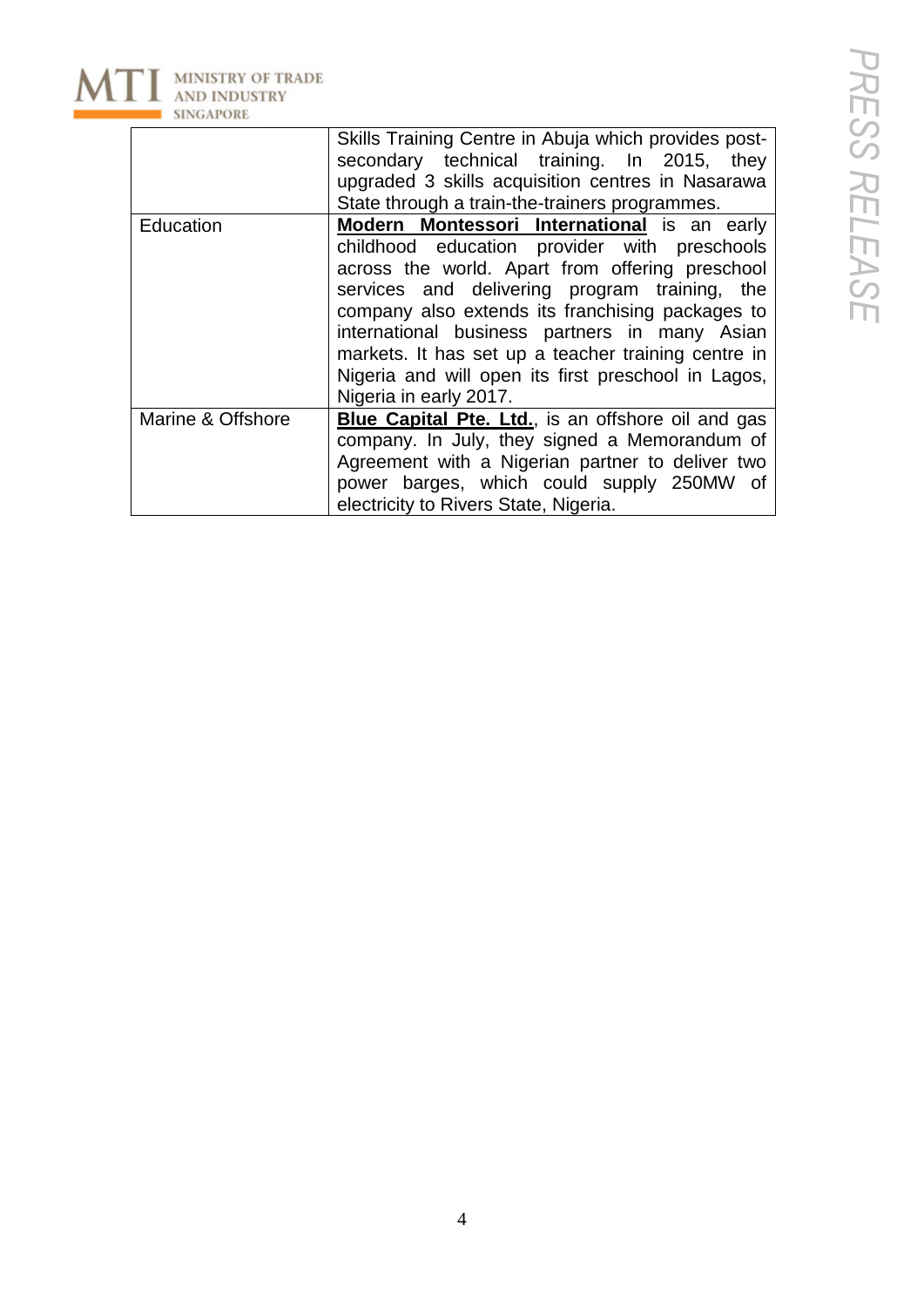| | |
|---|---|
| | Skills Training Centre in Abuja which provides post-secondary technical training. In 2015, they upgraded 3 skills acquisition centres in Nasarawa State through a train-the-trainers programmes. |
| Education | **Modern Montessori International** is an early childhood education provider with preschools across the world. Apart from offering preschool services and delivering program training, the company also extends its franchising packages to international business partners in many Asian markets. It has set up a teacher training centre in Nigeria and will open its first preschool in Lagos, Nigeria in early 2017. |
| Marine & Offshore | **Blue Capital Pte. Ltd.**, is an offshore oil and gas company. In July, they signed a Memorandum of Agreement with a Nigerian partner to deliver two power barges, which could supply 250MW of electricity to Rivers State, Nigeria. |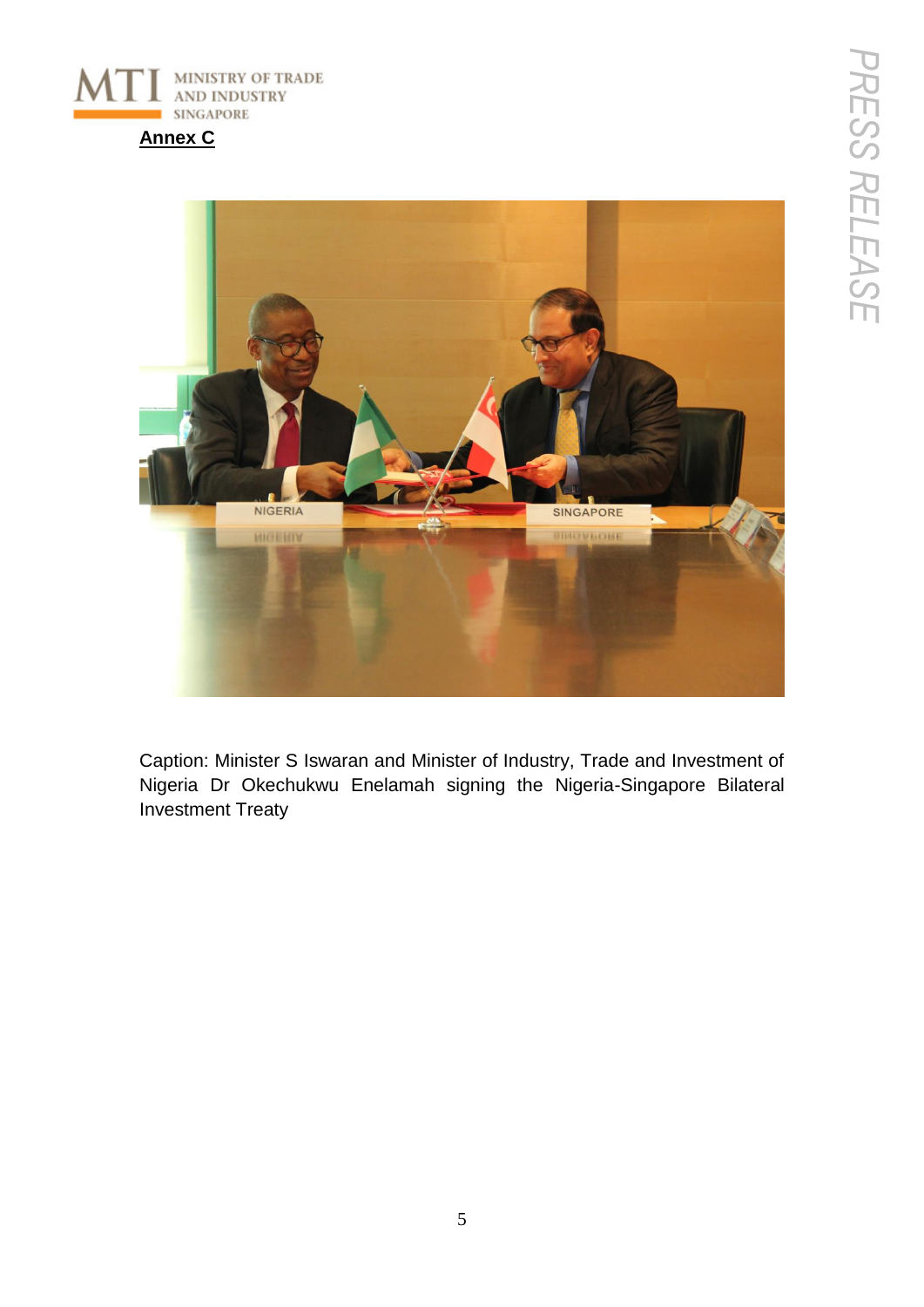**Annex C**

Caption: Minister S Iswaran and Minister of Industry, Trade and Investment of Nigeria Dr Okechukwu Enelamah signing the Nigeria-Singapore Bilateral Investment Treaty